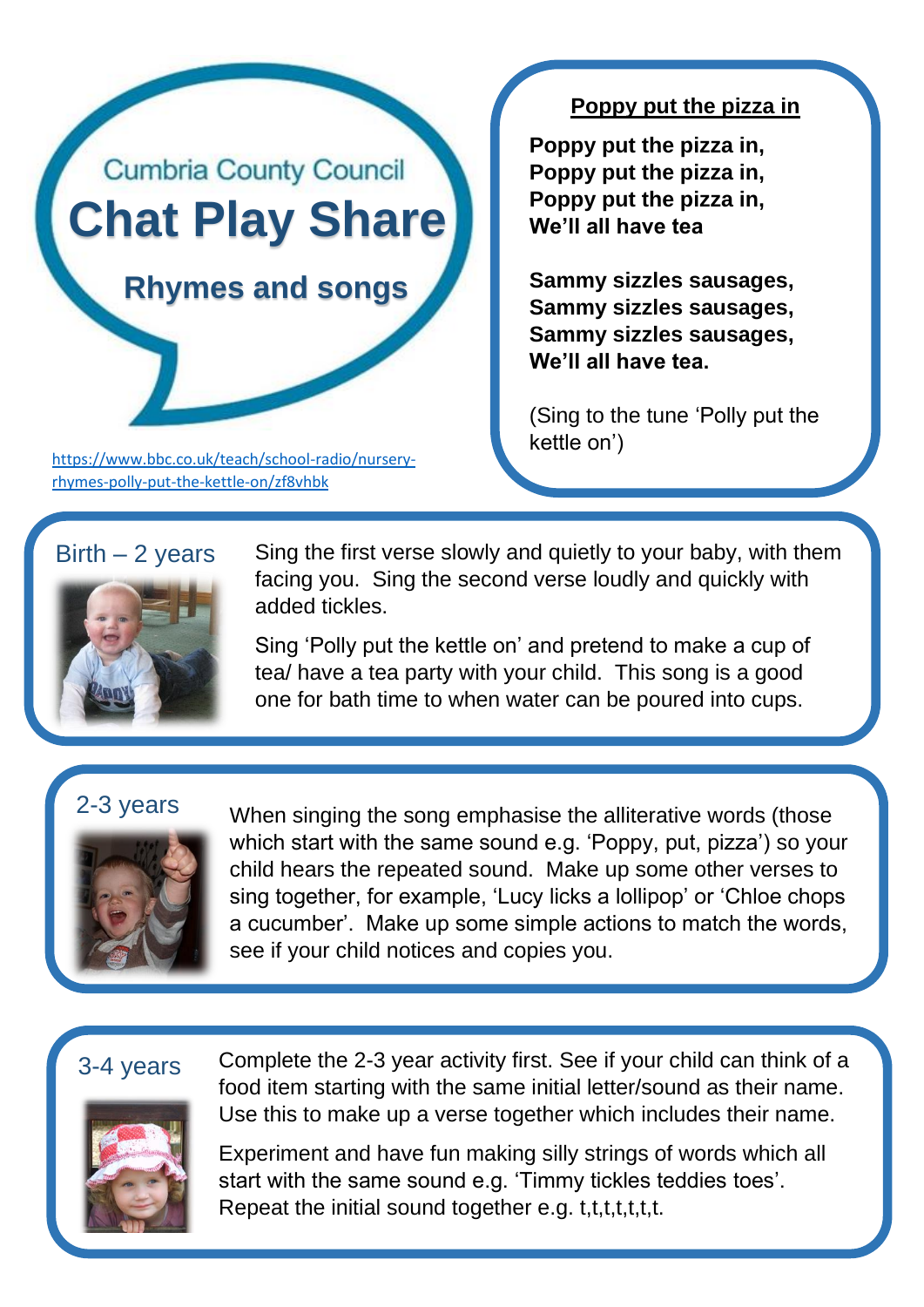Cumbria County Council

# Chat Play Share

## Rhymes and songs

https://www.bbc.co.uk/teach/school-radio/nursery-rhymes-polly-put-the-kettle-on/zf8vhbk

### Poppy put the pizza in

**Poppy put the pizza in,**
**Poppy put the pizza in,**
**Poppy put the pizza in,**
**We'll all have tea**

**Sammy sizzles sausages,**
**Sammy sizzles sausages,**
**Sammy sizzles sausages,**
**We'll all have tea.**

(Sing to the tune 'Polly put the kettle on')

### Birth – 2 years

Sing the first verse slowly and quietly to your baby, with them facing you. Sing the second verse loudly and quickly with added tickles.

Sing 'Polly put the kettle on' and pretend to make a cup of tea/ have a tea party with your child. This song is a good one for bath time to when water can be poured into cups.

### 2-3 years

When singing the song emphasise the alliterative words (those which start with the same sound e.g. 'Poppy, put, pizza') so your child hears the repeated sound. Make up some other verses to sing together, for example, 'Lucy licks a lollipop' or 'Chloe chops a cucumber'. Make up some simple actions to match the words, see if your child notices and copies you.

### 3-4 years

Complete the 2-3 year activity first. See if your child can think of a food item starting with the same initial letter/sound as their name. Use this to make up a verse together which includes their name.

Experiment and have fun making silly strings of words which all start with the same sound e.g. 'Timmy tickles teddies toes'. Repeat the initial sound together e.g. t,t,t,t,t,t,t.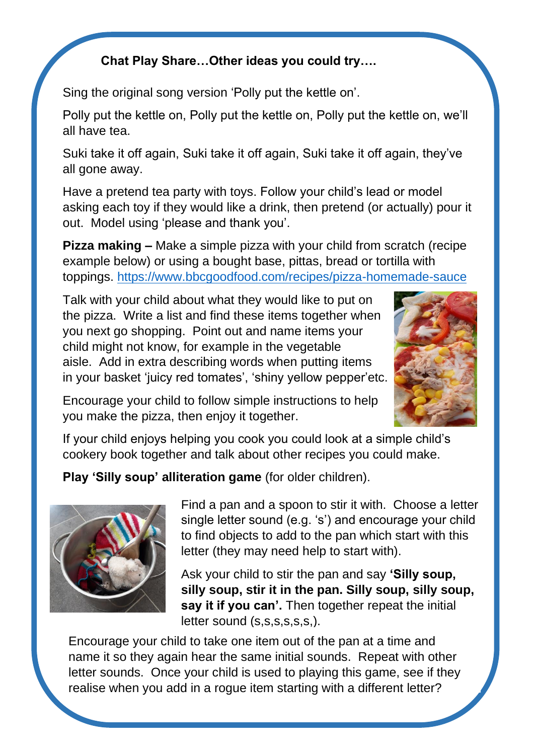## Chat Play Share…Other ideas you could try….

Sing the original song version 'Polly put the kettle on'.

Polly put the kettle on, Polly put the kettle on, Polly put the kettle on, we'll all have tea.

Suki take it off again, Suki take it off again, Suki take it off again, they've all gone away.

Have a pretend tea party with toys. Follow your child's lead or model asking each toy if they would like a drink, then pretend (or actually) pour it out. Model using 'please and thank you'.

**Pizza making –** Make a simple pizza with your child from scratch (recipe example below) or using a bought base, pittas, bread or tortilla with toppings. https://www.bbcgoodfood.com/recipes/pizza-homemade-sauce

Talk with your child about what they would like to put on the pizza. Write a list and find these items together when you next go shopping. Point out and name items your child might not know, for example in the vegetable aisle. Add in extra describing words when putting items in your basket 'juicy red tomates', 'shiny yellow pepper'etc.

Encourage your child to follow simple instructions to help you make the pizza, then enjoy it together.

If your child enjoys helping you cook you could look at a simple child's cookery book together and talk about other recipes you could make.

**Play 'Silly soup' alliteration game** (for older children).

Find a pan and a spoon to stir it with. Choose a letter single letter sound (e.g. 's') and encourage your child to find objects to add to the pan which start with this letter (they may need help to start with).

Ask your child to stir the pan and say **'Silly soup, silly soup, stir it in the pan. Silly soup, silly soup, say it if you can'.** Then together repeat the initial letter sound (s,s,s,s,s,s,).

Encourage your child to take one item out of the pan at a time and name it so they again hear the same initial sounds. Repeat with other letter sounds. Once your child is used to playing this game, see if they realise when you add in a rogue item starting with a different letter?